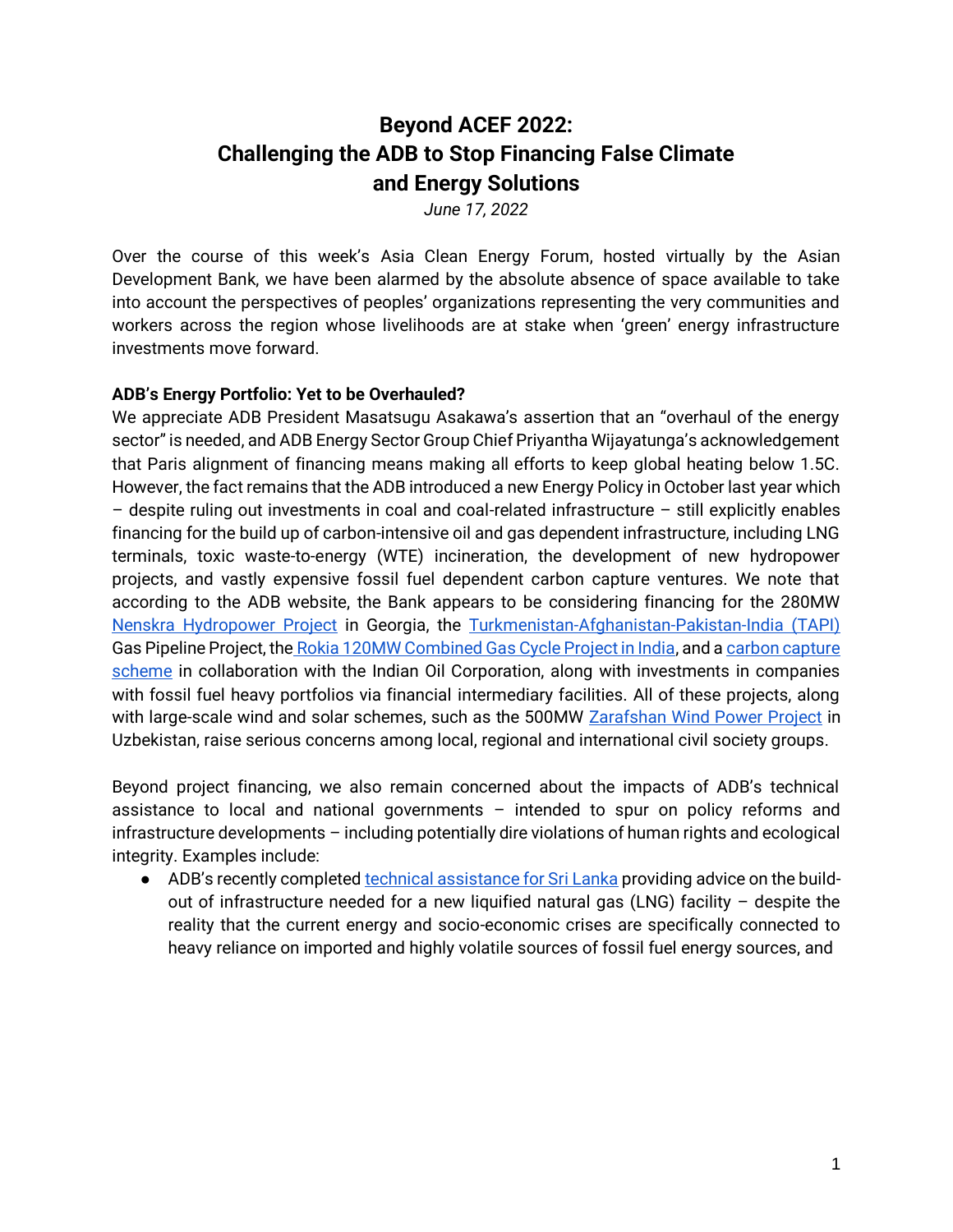# Beyond ACEF 2022: Challenging the ADB to Stop Financing False Climate and Energy Solutions

*June 17, 2022*

Over the course of this week's Asia Clean Energy Forum, hosted virtually by the Asian Development Bank, we have been alarmed by the absolute absence of space available to take into account the perspectives of peoples' organizations representing the very communities and workers across the region whose livelihoods are at stake when 'green' energy infrastructure investments move forward.

**ADB's Energy Portfolio: Yet to be Overhauled?**

We appreciate ADB President Masatsugu Asakawa's assertion that an "overhaul of the energy sector" is needed, and ADB Energy Sector Group Chief Priyantha Wijayatunga's acknowledgement that Paris alignment of financing means making all efforts to keep global heating below 1.5C. However, the fact remains that the ADB introduced a new Energy Policy in October last year which – despite ruling out investments in coal and coal-related infrastructure – still explicitly enables financing for the build up of carbon-intensive oil and gas dependent infrastructure, including LNG terminals, toxic waste-to-energy (WTE) incineration, the development of new hydropower projects, and vastly expensive fossil fuel dependent carbon capture ventures. We note that according to the ADB website, the Bank appears to be considering financing for the 280MW Nenskra Hydropower Project in Georgia, the Turkmenistan-Afghanistan-Pakistan-India (TAPI) Gas Pipeline Project, the Rokia 120MW Combined Gas Cycle Project in India, and a carbon capture scheme in collaboration with the Indian Oil Corporation, along with investments in companies with fossil fuel heavy portfolios via financial intermediary facilities. All of these projects, along with large-scale wind and solar schemes, such as the 500MW Zarafshan Wind Power Project in Uzbekistan, raise serious concerns among local, regional and international civil society groups.

Beyond project financing, we also remain concerned about the impacts of ADB's technical assistance to local and national governments – intended to spur on policy reforms and infrastructure developments – including potentially dire violations of human rights and ecological integrity. Examples include:

- ADB's recently completed technical assistance for Sri Lanka providing advice on the build-out of infrastructure needed for a new liquified natural gas (LNG) facility – despite the reality that the current energy and socio-economic crises are specifically connected to heavy reliance on imported and highly volatile sources of fossil fuel energy sources, and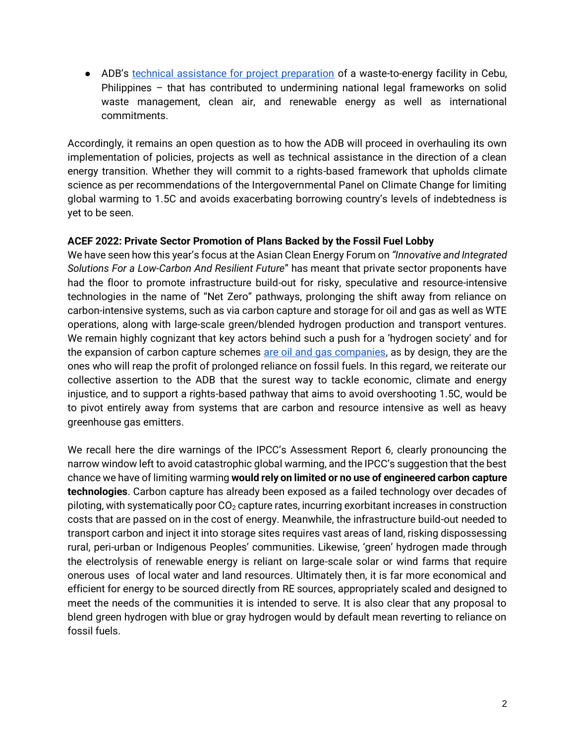- ADB's technical assistance for project preparation of a waste-to-energy facility in Cebu, Philippines – that has contributed to undermining national legal frameworks on solid waste management, clean air, and renewable energy as well as international commitments.

Accordingly, it remains an open question as to how the ADB will proceed in overhauling its own implementation of policies, projects as well as technical assistance in the direction of a clean energy transition. Whether they will commit to a rights-based framework that upholds climate science as per recommendations of the Intergovernmental Panel on Climate Change for limiting global warming to 1.5C and avoids exacerbating borrowing country's levels of indebtedness is yet to be seen.

**ACEF 2022: Private Sector Promotion of Plans Backed by the Fossil Fuel Lobby**

We have seen how this year's focus at the Asian Clean Energy Forum on *"Innovative and Integrated Solutions For a Low-Carbon And Resilient Future"* has meant that private sector proponents have had the floor to promote infrastructure build-out for risky, speculative and resource-intensive technologies in the name of "Net Zero" pathways, prolonging the shift away from reliance on carbon-intensive systems, such as via carbon capture and storage for oil and gas as well as WTE operations, along with large-scale green/blended hydrogen production and transport ventures. We remain highly cognizant that key actors behind such a push for a 'hydrogen society' and for the expansion of carbon capture schemes are oil and gas companies, as by design, they are the ones who will reap the profit of prolonged reliance on fossil fuels. In this regard, we reiterate our collective assertion to the ADB that the surest way to tackle economic, climate and energy injustice, and to support a rights-based pathway that aims to avoid overshooting 1.5C, would be to pivot entirely away from systems that are carbon and resource intensive as well as heavy greenhouse gas emitters.

We recall here the dire warnings of the IPCC's Assessment Report 6, clearly pronouncing the narrow window left to avoid catastrophic global warming, and the IPCC's suggestion that the best chance we have of limiting warming **would rely on limited or no use of engineered carbon capture technologies**. Carbon capture has already been exposed as a failed technology over decades of piloting, with systematically poor $CO_2$ capture rates, incurring exorbitant increases in construction costs that are passed on in the cost of energy. Meanwhile, the infrastructure build-out needed to transport carbon and inject it into storage sites requires vast areas of land, risking dispossessing rural, peri-urban or Indigenous Peoples' communities. Likewise, 'green' hydrogen made through the electrolysis of renewable energy is reliant on large-scale solar or wind farms that require onerous uses of local water and land resources. Ultimately then, it is far more economical and efficient for energy to be sourced directly from RE sources, appropriately scaled and designed to meet the needs of the communities it is intended to serve. It is also clear that any proposal to blend green hydrogen with blue or gray hydrogen would by default mean reverting to reliance on fossil fuels.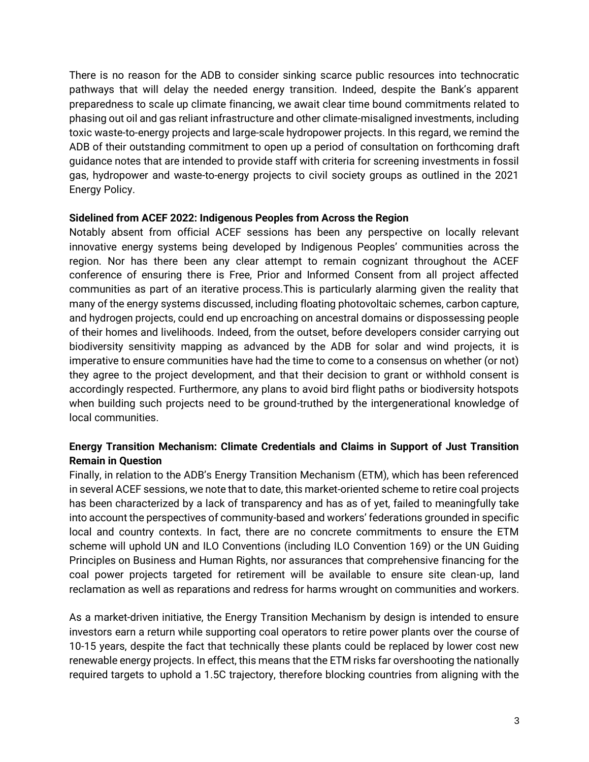There is no reason for the ADB to consider sinking scarce public resources into technocratic pathways that will delay the needed energy transition. Indeed, despite the Bank's apparent preparedness to scale up climate financing, we await clear time bound commitments related to phasing out oil and gas reliant infrastructure and other climate-misaligned investments, including toxic waste-to-energy projects and large-scale hydropower projects. In this regard, we remind the ADB of their outstanding commitment to open up a period of consultation on forthcoming draft guidance notes that are intended to provide staff with criteria for screening investments in fossil gas, hydropower and waste-to-energy projects to civil society groups as outlined in the 2021 Energy Policy.

**Sidelined from ACEF 2022: Indigenous Peoples from Across the Region**

Notably absent from official ACEF sessions has been any perspective on locally relevant innovative energy systems being developed by Indigenous Peoples' communities across the region. Nor has there been any clear attempt to remain cognizant throughout the ACEF conference of ensuring there is Free, Prior and Informed Consent from all project affected communities as part of an iterative process.This is particularly alarming given the reality that many of the energy systems discussed, including floating photovoltaic schemes, carbon capture, and hydrogen projects, could end up encroaching on ancestral domains or dispossessing people of their homes and livelihoods. Indeed, from the outset, before developers consider carrying out biodiversity sensitivity mapping as advanced by the ADB for solar and wind projects, it is imperative to ensure communities have had the time to come to a consensus on whether (or not) they agree to the project development, and that their decision to grant or withhold consent is accordingly respected. Furthermore, any plans to avoid bird flight paths or biodiversity hotspots when building such projects need to be ground-truthed by the intergenerational knowledge of local communities.

**Energy Transition Mechanism: Climate Credentials and Claims in Support of Just Transition Remain in Question**

Finally, in relation to the ADB's Energy Transition Mechanism (ETM), which has been referenced in several ACEF sessions, we note that to date, this market-oriented scheme to retire coal projects has been characterized by a lack of transparency and has as of yet, failed to meaningfully take into account the perspectives of community-based and workers' federations grounded in specific local and country contexts. In fact, there are no concrete commitments to ensure the ETM scheme will uphold UN and ILO Conventions (including ILO Convention 169) or the UN Guiding Principles on Business and Human Rights, nor assurances that comprehensive financing for the coal power projects targeted for retirement will be available to ensure site clean-up, land reclamation as well as reparations and redress for harms wrought on communities and workers.

As a market-driven initiative, the Energy Transition Mechanism by design is intended to ensure investors earn a return while supporting coal operators to retire power plants over the course of 10-15 years, despite the fact that technically these plants could be replaced by lower cost new renewable energy projects. In effect, this means that the ETM risks far overshooting the nationally required targets to uphold a 1.5C trajectory, therefore blocking countries from aligning with the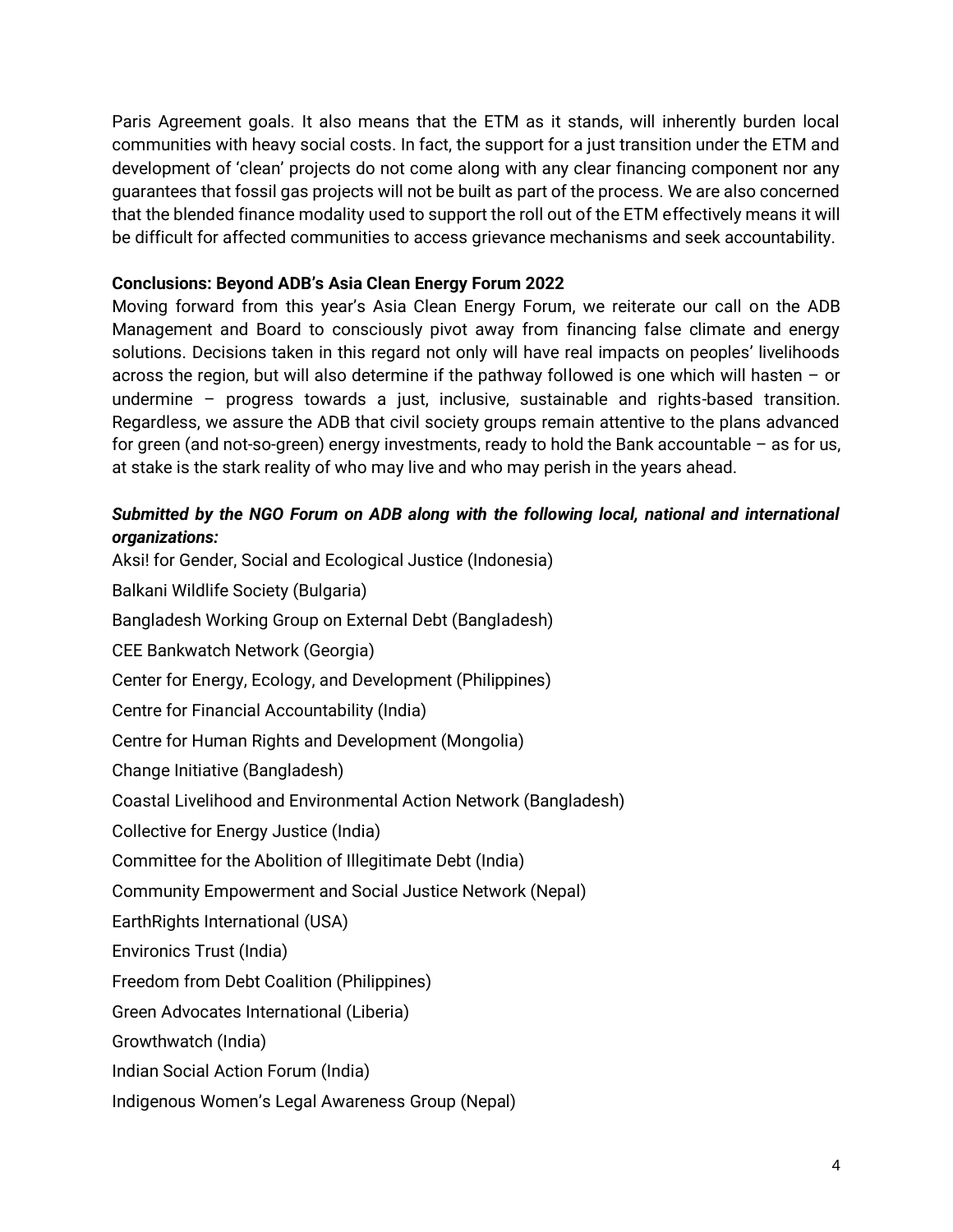Paris Agreement goals. It also means that the ETM as it stands, will inherently burden local communities with heavy social costs. In fact, the support for a just transition under the ETM and development of 'clean' projects do not come along with any clear financing component nor any guarantees that fossil gas projects will not be built as part of the process. We are also concerned that the blended finance modality used to support the roll out of the ETM effectively means it will be difficult for affected communities to access grievance mechanisms and seek accountability.

**Conclusions: Beyond ADB's Asia Clean Energy Forum 2022**

Moving forward from this year's Asia Clean Energy Forum, we reiterate our call on the ADB Management and Board to consciously pivot away from financing false climate and energy solutions. Decisions taken in this regard not only will have real impacts on peoples' livelihoods across the region, but will also determine if the pathway followed is one which will hasten – or undermine – progress towards a just, inclusive, sustainable and rights-based transition. Regardless, we assure the ADB that civil society groups remain attentive to the plans advanced for green (and not-so-green) energy investments, ready to hold the Bank accountable – as for us, at stake is the stark reality of who may live and who may perish in the years ahead.

***Submitted by the NGO Forum on ADB along with the following local, national and international organizations:***

Aksi! for Gender, Social and Ecological Justice (Indonesia)

Balkani Wildlife Society (Bulgaria)

Bangladesh Working Group on External Debt (Bangladesh)

CEE Bankwatch Network (Georgia)

Center for Energy, Ecology, and Development (Philippines)

Centre for Financial Accountability (India)

Centre for Human Rights and Development (Mongolia)

Change Initiative (Bangladesh)

Coastal Livelihood and Environmental Action Network (Bangladesh)

Collective for Energy Justice (India)

Committee for the Abolition of Illegitimate Debt (India)

Community Empowerment and Social Justice Network (Nepal)

EarthRights International (USA)

Environics Trust (India)

Freedom from Debt Coalition (Philippines)

Green Advocates International (Liberia)

Growthwatch (India)

Indian Social Action Forum (India)

Indigenous Women's Legal Awareness Group (Nepal)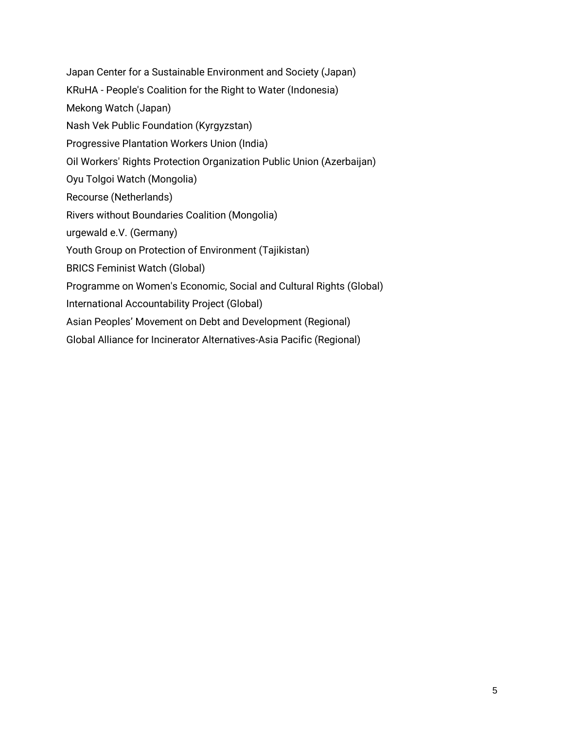Japan Center for a Sustainable Environment and Society (Japan)

KRuHA - People's Coalition for the Right to Water (Indonesia)

Mekong Watch (Japan)

Nash Vek Public Foundation (Kyrgyzstan)

Progressive Plantation Workers Union (India)

Oil Workers' Rights Protection Organization Public Union (Azerbaijan)

Oyu Tolgoi Watch (Mongolia)

Recourse (Netherlands)

Rivers without Boundaries Coalition (Mongolia)

urgewald e.V. (Germany)

Youth Group on Protection of Environment (Tajikistan)

BRICS Feminist Watch (Global)

Programme on Women's Economic, Social and Cultural Rights (Global)

International Accountability Project (Global)

Asian Peoples' Movement on Debt and Development (Regional)

Global Alliance for Incinerator Alternatives-Asia Pacific (Regional)